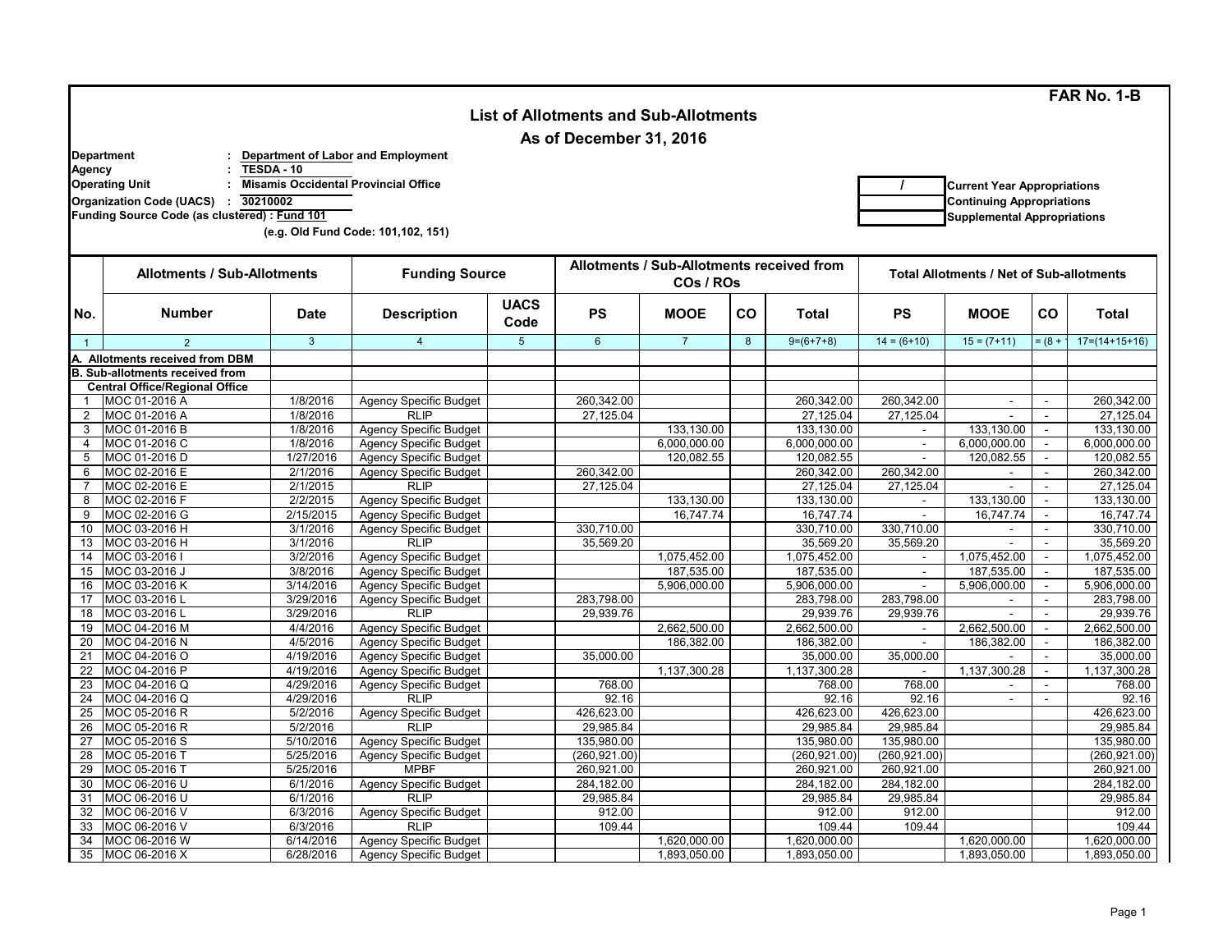**FAR No. 1-B**

# List of Allotments and Sub-Allotments

## As of December 31, 2016

**Department** : **Department of Labor and Employment**
**Agency** : **TESDA - 10**
**Operating Unit** : **Misamis Occidental Provincial Office**
**Organization Code (UACS)** : **30210002**
**Funding Source Code (as clustered) : Fund 101**
**(e.g. Old Fund Code: 101,102, 151)**

| / | Current Year Appropriations |
|---|---|
| | Continuing Appropriations |
| | Supplemental Appropriations |

| No. | Allotments / Sub-Allotments | | Funding Source | | Allotments / Sub-Allotments received from COs / ROs | | | | Total Allotments / Net of Sub-allotments | | | |
|---|---|---|---|---|---|---|---|---|---|---|---|---|
| | Number | Date | Description | UACS Code | PS | MOOE | CO | Total | PS | MOOE | CO | Total |
| 1 | 2 | 3 | 4 | 5 | 6 | 7 | 8 | 9=(6+7+8) | 14 = (6+10) | 15 = (7+11) | = (8 + | 17=(14+15+16) |
| **A. Allotments received from DBM** | | | | | | | | | | | | |
| **B. Sub-allotments received from** | | | | | | | | | | | | |
| **Central Office/Regional Office** | | | | | | | | | | | | |
| 1 | MOC 01-2016 A | 1/8/2016 | Agency Specific Budget | | 260,342.00 | | | 260,342.00 | 260,342.00 | - | - | 260,342.00 |
| 2 | MOC 01-2016 A | 1/8/2016 | RLIP | | 27,125.04 | | | 27,125.04 | 27,125.04 | - | - | 27,125.04 |
| 3 | MOC 01-2016 B | 1/8/2016 | Agency Specific Budget | | | 133,130.00 | | 133,130.00 | - | 133,130.00 | - | 133,130.00 |
| 4 | MOC 01-2016 C | 1/8/2016 | Agency Specific Budget | | | 6,000,000.00 | | 6,000,000.00 | - | 6,000,000.00 | - | 6,000,000.00 |
| 5 | MOC 01-2016 D | 1/27/2016 | Agency Specific Budget | | | 120,082.55 | | 120,082.55 | - | 120,082.55 | - | 120,082.55 |
| 6 | MOC 02-2016 E | 2/1/2016 | Agency Specific Budget | | 260,342.00 | | | 260,342.00 | 260,342.00 | - | - | 260,342.00 |
| 7 | MOC 02-2016 E | 2/1/2015 | RLIP | | 27,125.04 | | | 27,125.04 | 27,125.04 | - | - | 27,125.04 |
| 8 | MOC 02-2016 F | 2/2/2015 | Agency Specific Budget | | | 133,130.00 | | 133,130.00 | - | 133,130.00 | - | 133,130.00 |
| 9 | MOC 02-2016 G | 2/15/2015 | Agency Specific Budget | | | 16,747.74 | | 16,747.74 | - | 16,747.74 | - | 16,747.74 |
| 10 | MOC 03-2016 H | 3/1/2016 | Agency Specific Budget | | 330,710.00 | | | 330,710.00 | 330,710.00 | - | - | 330,710.00 |
| 13 | MOC 03-2016 H | 3/1/2016 | RLIP | | 35,569.20 | | | 35,569.20 | 35,569.20 | - | - | 35,569.20 |
| 14 | MOC 03-2016 I | 3/2/2016 | Agency Specific Budget | | | 1,075,452.00 | | 1,075,452.00 | - | 1,075,452.00 | - | 1,075,452.00 |
| 15 | MOC 03-2016 J | 3/8/2016 | Agency Specific Budget | | | 187,535.00 | | 187,535.00 | - | 187,535.00 | - | 187,535.00 |
| 16 | MOC 03-2016 K | 3/14/2016 | Agency Specific Budget | | | 5,906,000.00 | | 5,906,000.00 | - | 5,906,000.00 | - | 5,906,000.00 |
| 17 | MOC 03-2016 L | 3/29/2016 | Agency Specific Budget | | 283,798.00 | | | 283,798.00 | 283,798.00 | - | - | 283,798.00 |
| 18 | MOC 03-2016 L | 3/29/2016 | RLIP | | 29,939.76 | | | 29,939.76 | 29,939.76 | - | - | 29,939.76 |
| 19 | MOC 04-2016 M | 4/4/2016 | Agency Specific Budget | | | 2,662,500.00 | | 2,662,500.00 | - | 2,662,500.00 | - | 2,662,500.00 |
| 20 | MOC 04-2016 N | 4/5/2016 | Agency Specific Budget | | | 186,382.00 | | 186,382.00 | - | 186,382.00 | - | 186,382.00 |
| 21 | MOC 04-2016 O | 4/19/2016 | Agency Specific Budget | | 35,000.00 | | | 35,000.00 | 35,000.00 | - | - | 35,000.00 |
| 22 | MOC 04-2016 P | 4/19/2016 | Agency Specific Budget | | | 1,137,300.28 | | 1,137,300.28 | - | 1,137,300.28 | - | 1,137,300.28 |
| 23 | MOC 04-2016 Q | 4/29/2016 | Agency Specific Budget | | 768.00 | | | 768.00 | 768.00 | - | - | 768.00 |
| 24 | MOC 04-2016 Q | 4/29/2016 | RLIP | | 92.16 | | | 92.16 | 92.16 | - | - | 92.16 |
| 25 | MOC 05-2016 R | 5/2/2016 | Agency Specific Budget | | 426,623.00 | | | 426,623.00 | 426,623.00 | | | 426,623.00 |
| 26 | MOC 05-2016 R | 5/2/2016 | RLIP | | 29,985.84 | | | 29,985.84 | 29,985.84 | | | 29,985.84 |
| 27 | MOC 05-2016 S | 5/10/2016 | Agency Specific Budget | | 135,980.00 | | | 135,980.00 | 135,980.00 | | | 135,980.00 |
| 28 | MOC 05-2016 T | 5/25/2016 | Agency Specific Budget | | (260,921.00) | | | (260,921.00) | (260,921.00) | | | (260,921.00) |
| 29 | MOC 05-2016 T | 5/25/2016 | MPBF | | 260,921.00 | | | 260,921.00 | 260,921.00 | | | 260,921.00 |
| 30 | MOC 06-2016 U | 6/1/2016 | Agency Specific Budget | | 284,182.00 | | | 284,182.00 | 284,182.00 | | | 284,182.00 |
| 31 | MOC 06-2016 U | 6/1/2016 | RLIP | | 29,985.84 | | | 29,985.84 | 29,985.84 | | | 29,985.84 |
| 32 | MOC 06-2016 V | 6/3/2016 | Agency Specific Budget | | 912.00 | | | 912.00 | 912.00 | | | 912.00 |
| 33 | MOC 06-2016 V | 6/3/2016 | RLIP | | 109.44 | | | 109.44 | 109.44 | | | 109.44 |
| 34 | MOC 06-2016 W | 6/14/2016 | Agency Specific Budget | | | 1,620,000.00 | | 1,620,000.00 | | 1,620,000.00 | | 1,620,000.00 |
| 35 | MOC 06-2016 X | 6/28/2016 | Agency Specific Budget | | | 1,893,050.00 | | 1,893,050.00 | | 1,893,050.00 | | 1,893,050.00 |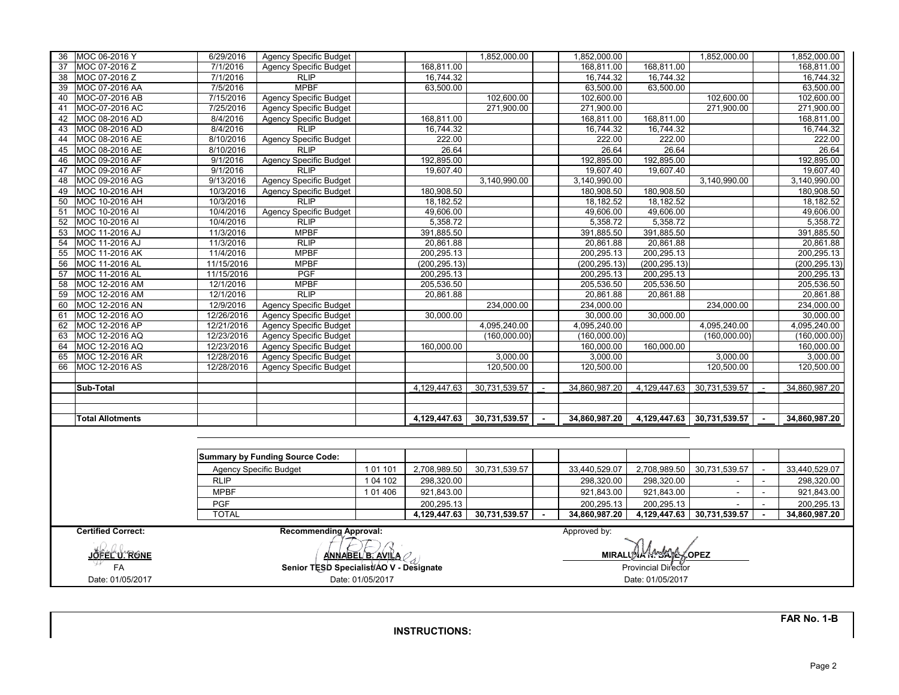| No. | Reference | Date | Fund Source | | Col1 | Col2 | Col3 | Total | Col5 | Col6 | Col7 | Total |
|---|---|---|---|---|---|---|---|---|---|---|---|---|
| 36 | MOC 06-2016 Y | 6/29/2016 | Agency Specific Budget | | | 1,852,000.00 | | 1,852,000.00 | | 1,852,000.00 | | 1,852,000.00 |
| 37 | MOC 07-2016 Z | 7/1/2016 | Agency Specific Budget | | 168,811.00 | | | 168,811.00 | 168,811.00 | | | 168,811.00 |
| 38 | MOC 07-2016 Z | 7/1/2016 | RLIP | | 16,744.32 | | | 16,744.32 | 16,744.32 | | | 16,744.32 |
| 39 | MOC 07-2016 AA | 7/5/2016 | MPBF | | 63,500.00 | | | 63,500.00 | 63,500.00 | | | 63,500.00 |
| 40 | MOC-07-2016 AB | 7/15/2016 | Agency Specific Budget | | | 102,600.00 | | 102,600.00 | | 102,600.00 | | 102,600.00 |
| 41 | MOC-07-2016 AC | 7/25/2016 | Agency Specific Budget | | | 271,900.00 | | 271,900.00 | | 271,900.00 | | 271,900.00 |
| 42 | MOC 08-2016 AD | 8/4/2016 | Agency Specific Budget | | 168,811.00 | | | 168,811.00 | 168,811.00 | | | 168,811.00 |
| 43 | MOC 08-2016 AD | 8/4/2016 | RLIP | | 16,744.32 | | | 16,744.32 | 16,744.32 | | | 16,744.32 |
| 44 | MOC 08-2016 AE | 8/10/2016 | Agency Specific Budget | | 222.00 | | | 222.00 | 222.00 | | | 222.00 |
| 45 | MOC 08-2016 AE | 8/10/2016 | RLIP | | 26.64 | | | 26.64 | 26.64 | | | 26.64 |
| 46 | MOC 09-2016 AF | 9/1/2016 | Agency Specific Budget | | 192,895.00 | | | 192,895.00 | 192,895.00 | | | 192,895.00 |
| 47 | MOC 09-2016 AF | 9/1/2016 | RLIP | | 19,607.40 | | | 19,607.40 | 19,607.40 | | | 19,607.40 |
| 48 | MOC 09-2016 AG | 9/13/2016 | Agency Specific Budget | | | 3,140,990.00 | | 3,140,990.00 | | 3,140,990.00 | | 3,140,990.00 |
| 49 | MOC 10-2016 AH | 10/3/2016 | Agency Specific Budget | | 180,908.50 | | | 180,908.50 | 180,908.50 | | | 180,908.50 |
| 50 | MOC 10-2016 AH | 10/3/2016 | RLIP | | 18,182.52 | | | 18,182.52 | 18,182.52 | | | 18,182.52 |
| 51 | MOC 10-2016 AI | 10/4/2016 | Agency Specific Budget | | 49,606.00 | | | 49,606.00 | 49,606.00 | | | 49,606.00 |
| 52 | MOC 10-2016 AI | 10/4/2016 | RLIP | | 5,358.72 | | | 5,358.72 | 5,358.72 | | | 5,358.72 |
| 53 | MOC 11-2016 AJ | 11/3/2016 | MPBF | | 391,885.50 | | | 391,885.50 | 391,885.50 | | | 391,885.50 |
| 54 | MOC 11-2016 AJ | 11/3/2016 | RLIP | | 20,861.88 | | | 20,861.88 | 20,861.88 | | | 20,861.88 |
| 55 | MOC 11-2016 AK | 11/4/2016 | MPBF | | 200,295.13 | | | 200,295.13 | 200,295.13 | | | 200,295.13 |
| 56 | MOC 11-2016 AL | 11/15/2016 | MPBF | | (200,295.13) | | | (200,295.13) | (200,295.13) | | | (200,295.13) |
| 57 | MOC 11-2016 AL | 11/15/2016 | PGF | | 200,295.13 | | | 200,295.13 | 200,295.13 | | | 200,295.13 |
| 58 | MOC 12-2016 AM | 12/1/2016 | MPBF | | 205,536.50 | | | 205,536.50 | 205,536.50 | | | 205,536.50 |
| 59 | MOC 12-2016 AM | 12/1/2016 | RLIP | | 20,861.88 | | | 20,861.88 | 20,861.88 | | | 20,861.88 |
| 60 | MOC 12-2016 AN | 12/9/2016 | Agency Specific Budget | | | 234,000.00 | | 234,000.00 | | 234,000.00 | | 234,000.00 |
| 61 | MOC 12-2016 AO | 12/26/2016 | Agency Specific Budget | | 30,000.00 | | | 30,000.00 | 30,000.00 | | | 30,000.00 |
| 62 | MOC 12-2016 AP | 12/21/2016 | Agency Specific Budget | | | 4,095,240.00 | | 4,095,240.00 | | 4,095,240.00 | | 4,095,240.00 |
| 63 | MOC 12-2016 AQ | 12/23/2016 | Agency Specific Budget | | | (160,000.00) | | (160,000.00) | | (160,000.00) | | (160,000.00) |
| 64 | MOC 12-2016 AQ | 12/23/2016 | Agency Specific Budget | | 160,000.00 | | | 160,000.00 | 160,000.00 | | | 160,000.00 |
| 65 | MOC 12-2016 AR | 12/28/2016 | Agency Specific Budget | | | 3,000.00 | | 3,000.00 | | 3,000.00 | | 3,000.00 |
| 66 | MOC 12-2016 AS | 12/28/2016 | Agency Specific Budget | | | 120,500.00 | | 120,500.00 | | 120,500.00 | | 120,500.00 |
| | | | | | | | | | | | | |
| | **Sub-Total** | | | | 4,129,447.63 | 30,731,539.57 | - | 34,860,987.20 | 4,129,447.63 | 30,731,539.57 | - | 34,860,987.20 |
| | | | | | | | | | | | | |
| | **Total Allotments** | | | | **4,129,447.63** | **30,731,539.57** | **-** | **34,860,987.20** | **4,129,447.63** | **30,731,539.57** | **-** | **34,860,987.20** |

| Summary by Funding Source Code: | Code | | | | Total | | | | Total |
|---|---|---|---|---|---|---|---|---|---|
| Agency Specific Budget | 1 01 101 | 2,708,989.50 | 30,731,539.57 | | 33,440,529.07 | 2,708,989.50 | 30,731,539.57 | - | 33,440,529.07 |
| RLIP | 1 04 102 | 298,320.00 | | | 298,320.00 | 298,320.00 | - | - | 298,320.00 |
| MPBF | 1 01 406 | 921,843.00 | | | 921,843.00 | 921,843.00 | - | - | 921,843.00 |
| PGF | | 200,295.13 | | | 200,295.13 | 200,295.13 | - | - | 200,295.13 |
| **TOTAL** | | **4,129,447.63** | **30,731,539.57** | **-** | **34,860,987.20** | **4,129,447.63** | **30,731,539.57** | **-** | **34,860,987.20** |

| Certified Correct: | Recommending Approval: | Approved by: |
|---|---|---|
| **JOFEL U. RONE** | **ANNABEL B. AVILA** | **MIRALUNA N. SAYE-LOPEZ** |
| FA | Senior TESD Specialist/AO V - Designate | Provincial Director |
| Date: 01/05/2017 | Date: 01/05/2017 | Date: 01/05/2017 |

**FAR No. 1-B**

**INSTRUCTIONS:**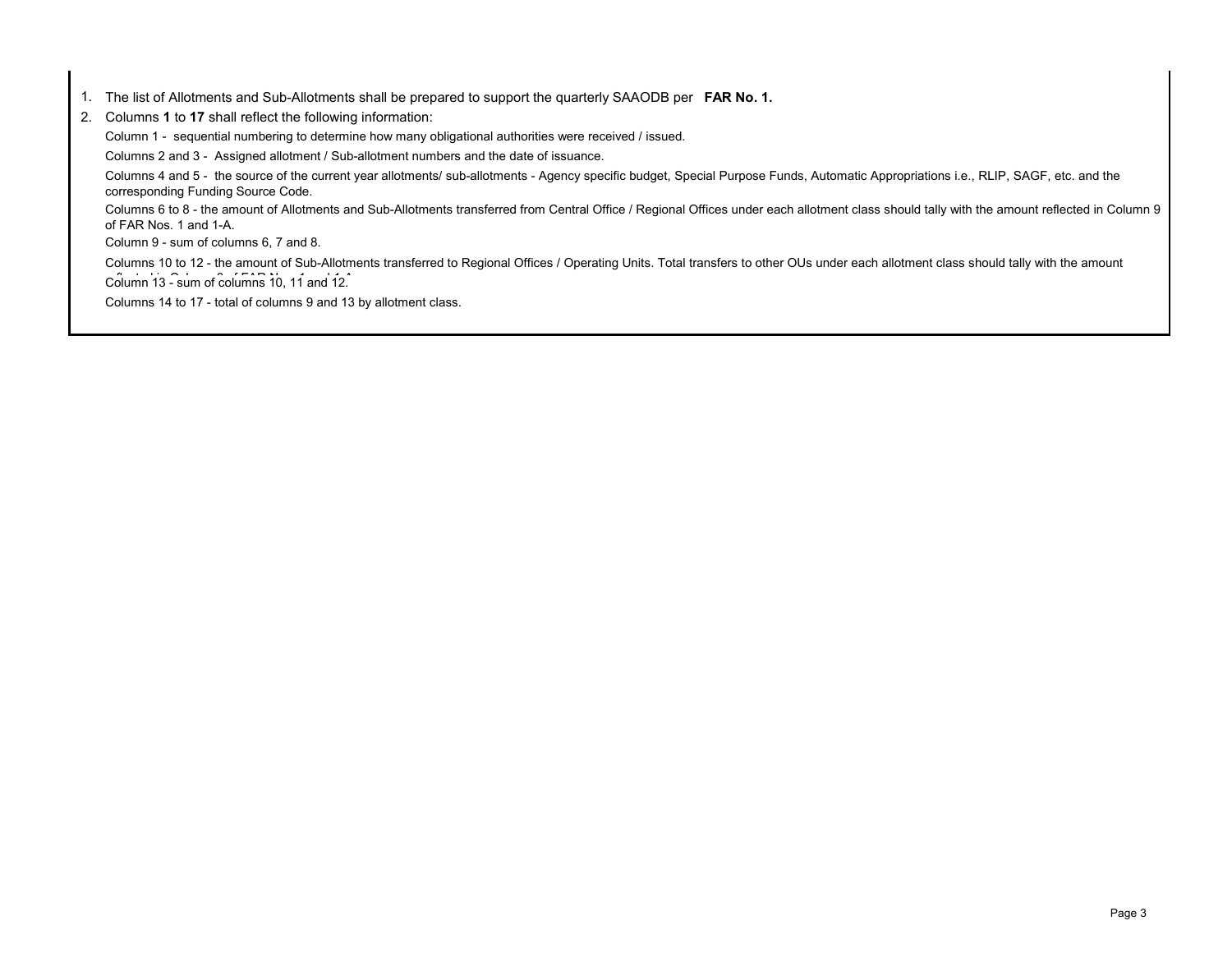1. The list of Allotments and Sub-Allotments shall be prepared to support the quarterly SAAODB per **FAR No. 1.**
2. Columns **1** to **17** shall reflect the following information:

   Column 1 - sequential numbering to determine how many obligational authorities were received / issued.

   Columns 2 and 3 - Assigned allotment / Sub-allotment numbers and the date of issuance.

   Columns 4 and 5 - the source of the current year allotments/ sub-allotments - Agency specific budget, Special Purpose Funds, Automatic Appropriations i.e., RLIP, SAGF, etc. and the corresponding Funding Source Code.

   Columns 6 to 8 - the amount of Allotments and Sub-Allotments transferred from Central Office / Regional Offices under each allotment class should tally with the amount reflected in Column 9 of FAR Nos. 1 and 1-A.

   Column 9 - sum of columns 6, 7 and 8.

   Columns 10 to 12 - the amount of Sub-Allotments transferred to Regional Offices / Operating Units. Total transfers to other OUs under each allotment class should tally with the amount reflected in Column 8 of FAR Nos. 1 and 1-A.

   Column 13 - sum of columns 10, 11 and 12.

   Columns 14 to 17 - total of columns 9 and 13 by allotment class.